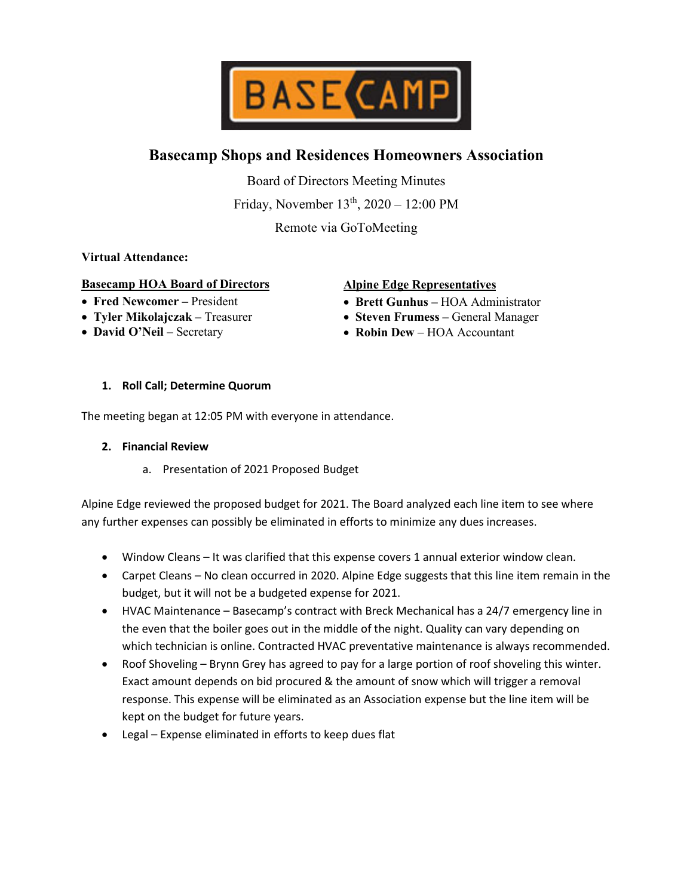# Basecamp Shops and Residences Homeowners Association

Board of Directors Meeting Minutes

Friday, November 13th, 2020 – 12:00 PM

Remote via GoToMeeting

**Virtual Attendance:**

**Basecamp HOA Board of Directors**

- **Fred Newcomer** – President
- **Tyler Mikolajczak** – Treasurer
- **David O'Neil** – Secretary

**Alpine Edge Representatives**

- **Brett Gunhus** – HOA Administrator
- **Steven Frumess** – General Manager
- **Robin Dew** – HOA Accountant

## 1. Roll Call; Determine Quorum

The meeting began at 12:05 PM with everyone in attendance.

## 2. Financial Review

a. Presentation of 2021 Proposed Budget

Alpine Edge reviewed the proposed budget for 2021. The Board analyzed each line item to see where any further expenses can possibly be eliminated in efforts to minimize any dues increases.

- Window Cleans – It was clarified that this expense covers 1 annual exterior window clean.
- Carpet Cleans – No clean occurred in 2020. Alpine Edge suggests that this line item remain in the budget, but it will not be a budgeted expense for 2021.
- HVAC Maintenance – Basecamp's contract with Breck Mechanical has a 24/7 emergency line in the even that the boiler goes out in the middle of the night. Quality can vary depending on which technician is online. Contracted HVAC preventative maintenance is always recommended.
- Roof Shoveling – Brynn Grey has agreed to pay for a large portion of roof shoveling this winter. Exact amount depends on bid procured & the amount of snow which will trigger a removal response. This expense will be eliminated as an Association expense but the line item will be kept on the budget for future years.
- Legal – Expense eliminated in efforts to keep dues flat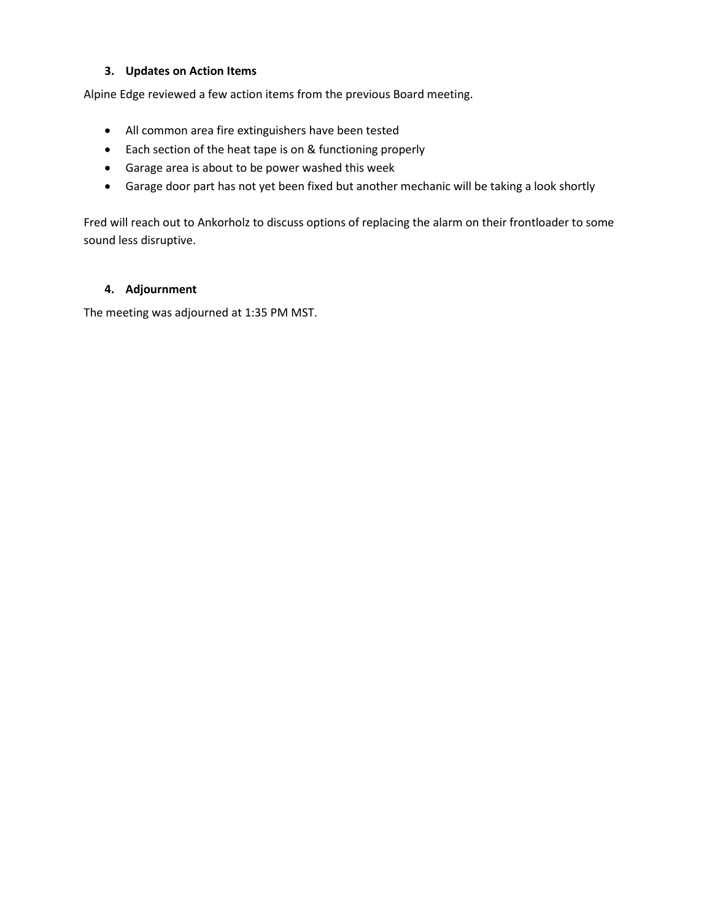### 3. Updates on Action Items

Alpine Edge reviewed a few action items from the previous Board meeting.

- All common area fire extinguishers have been tested
- Each section of the heat tape is on & functioning properly
- Garage area is about to be power washed this week
- Garage door part has not yet been fixed but another mechanic will be taking a look shortly

Fred will reach out to Ankorholz to discuss options of replacing the alarm on their frontloader to some sound less disruptive.

### 4. Adjournment

The meeting was adjourned at 1:35 PM MST.